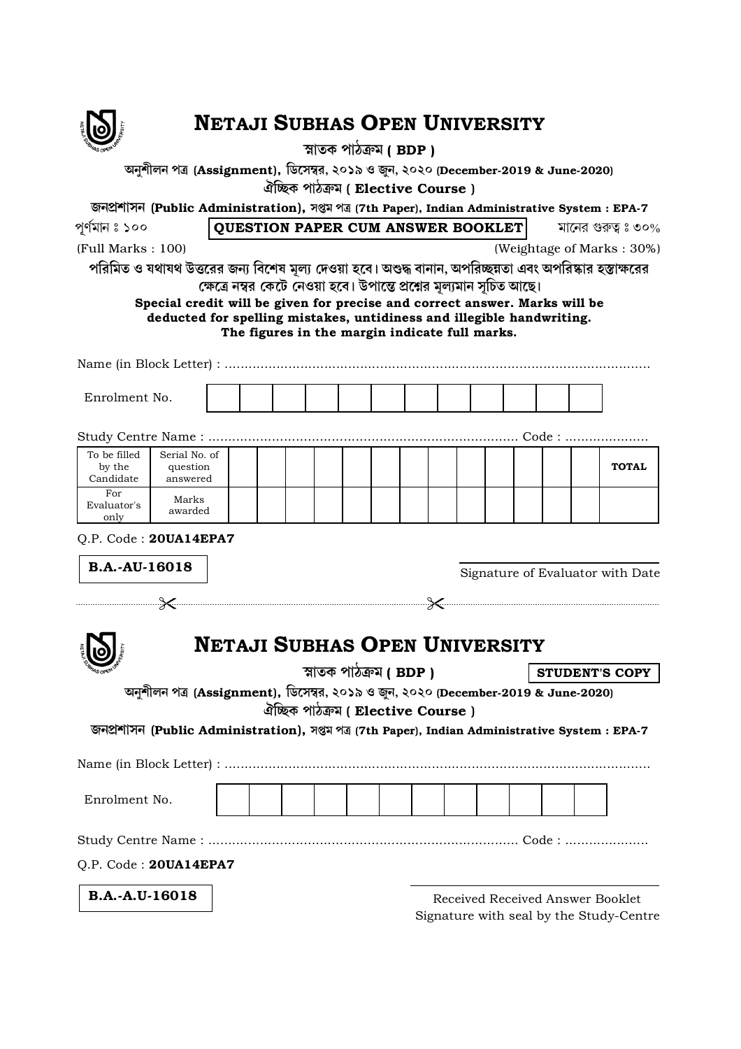# NETAJI SUBHAS OPEN UNIVERSITY

স্নাতক পাঠক্রম ( BDP )

অনুশীলন পত্র (Assignment), ডিসেম্বর, ২০১৯ ও জুন, ২০২০ (December-2019 & June-2020)

ঐচ্ছিক পাঠক্রম ( Elective Course )

জনপ্রশাসন (Public Administration), সপ্তম পত্র (7th Paper), Indian Administrative System : EPA-7

পূর্ণমান ঃ ১০০ **QUESTION PAPER CUM ANSWER BOOKLET** মানের গুরুত্ব ঃ ৩০%

(Full Marks : 100) (Weightage of Marks : 30%)

**পরিমিত ও যথাযথ উত্তরের জন্য বিশেষ মূল্য দেওয়া হবে। অশুদ্ধ বানান, অপরিচ্ছন্নতা এবং অপরিষ্কার হস্তাক্ষরের ক্ষেত্রে নম্বর কেটে নেওয়া হবে। উপান্তে প্রশ্নের মূল্যমান সূচিত আছে।**

**Special credit will be given for precise and correct answer. Marks will be deducted for spelling mistakes, untidiness and illegible handwriting. The figures in the margin indicate full marks.**

Name (in Block Letter) : ..........................................................................................................

Enrolment No.

| | | | | | | | | | | | | |
|---|---|---|---|---|---|---|---|---|---|---|---|---|

Study Centre Name : ............................................................................ Code : ....................

| To be filled by the Candidate | Serial No. of question answered | | | | | | | | | | | | | TOTAL |
|---|---|---|---|---|---|---|---|---|---|---|---|---|---|---|
| For Evaluator's only | Marks awarded | | | | | | | | | | | | | |

Q.P. Code : **20UA14EPA7**

**B.A.-AU-16018**

Signature of Evaluator with Date

---

# NETAJI SUBHAS OPEN UNIVERSITY

স্নাতক পাঠক্রম ( BDP ) **STUDENT'S COPY**

অনুশীলন পত্র (Assignment), ডিসেম্বর, ২০১৯ ও জুন, ২০২০ (December-2019 & June-2020)

ঐচ্ছিক পাঠক্রম ( Elective Course )

জনপ্রশাসন (Public Administration), সপ্তম পত্র (7th Paper), Indian Administrative System : EPA-7

Name (in Block Letter) : ..........................................................................................................

Enrolment No.

| | | | | | | | | | | | | |
|---|---|---|---|---|---|---|---|---|---|---|---|---|

Study Centre Name : ............................................................................ Code : ....................

Q.P. Code : **20UA14EPA7**

**B.A.-A.U-16018**

Received Received Answer Booklet
Signature with seal by the Study-Centre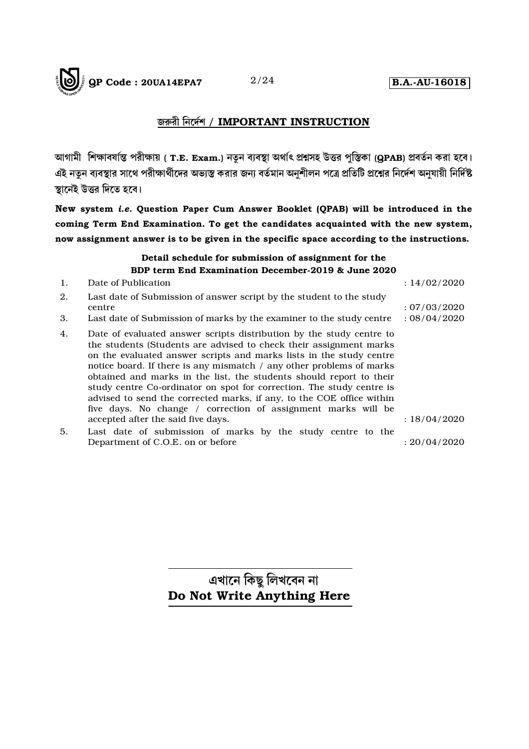## জরুরী নির্দেশ / IMPORTANT INSTRUCTION

আগামী শিক্ষাবর্ষান্ত পরীক্ষায় ( **T.E. Exam.**) নতুন ব্যবস্থা অর্থাৎ প্রশ্নসহ উত্তর পুস্তিকা (**QPAB**) প্রবর্তন করা হবে। এই নতুন ব্যবস্থার সাথে পরীক্ষার্থীদের অভ্যস্ত করার জন্য বর্তমান অনুশীলন পত্রে প্রতিটি প্রশ্নের নির্দেশ অনুযায়ী নির্দিষ্ট স্থানেই উত্তর দিতে হবে।

**New system *i.e.* Question Paper Cum Answer Booklet (QPAB) will be introduced in the coming Term End Examination. To get the candidates acquainted with the new system, now assignment answer is to be given in the specific space according to the instructions.**

**Detail schedule for submission of assignment for the BDP term End Examination December-2019 & June 2020**

| | | |
|---|---|---|
| 1. | Date of Publication | : 14/02/2020 |
| 2. | Last date of Submission of answer script by the student to the study centre | : 07/03/2020 |
| 3. | Last date of Submission of marks by the examiner to the study centre | : 08/04/2020 |
| 4. | Date of evaluated answer scripts distribution by the study centre to the students (Students are advised to check their assignment marks on the evaluated answer scripts and marks lists in the study centre notice board. If there is any mismatch / any other problems of marks obtained and marks in the list, the students should report to their study centre Co-ordinator on spot for correction. The study centre is advised to send the corrected marks, if any, to the COE office within five days. No change / correction of assignment marks will be accepted after the said five days. | : 18/04/2020 |
| 5. | Last date of submission of marks by the study centre to the Department of C.O.E. on or before | : 20/04/2020 |

এখানে কিছু লিখবেন না

**Do Not Write Anything Here**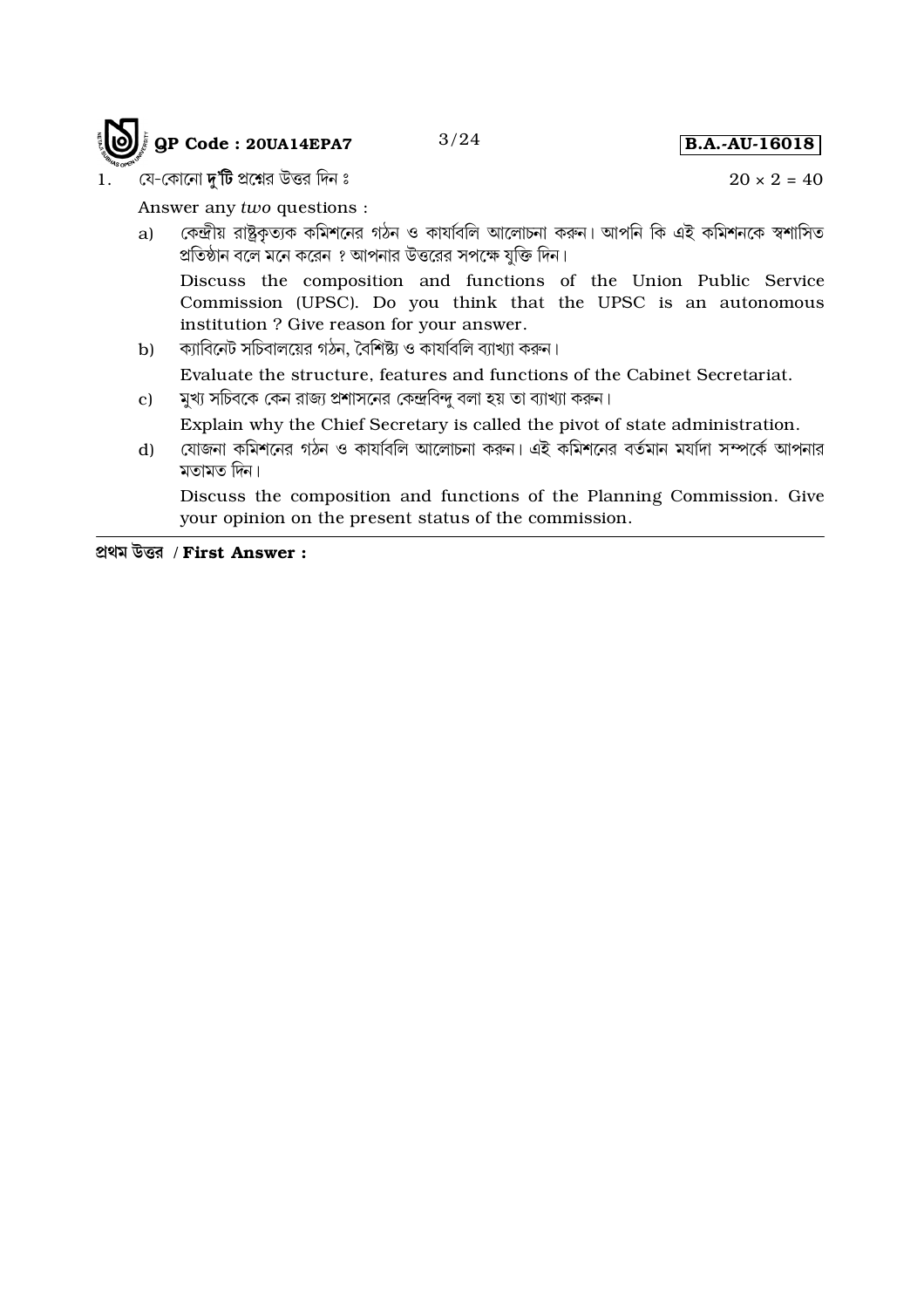**QP Code : 20UA14EPA7** **B.A.-AU-16018**

1. যে-কোনো **দু'টি** প্রশ্নের উত্তর দিন ঃ $20 \times 2 = 40$

Answer any *two* questions :

a) কেন্দ্রীয় রাষ্ট্রকৃত্যক কমিশনের গঠন ও কার্যাবলি আলোচনা করুন। আপনি কি এই কমিশনকে স্বশাসিত প্রতিষ্ঠান বলে মনে করেন ? আপনার উত্তরের সপক্ষে যুক্তি দিন।

Discuss the composition and functions of the Union Public Service Commission (UPSC). Do you think that the UPSC is an autonomous institution ? Give reason for your answer.

b) ক্যাবিনেট সচিবালয়ের গঠন, বৈশিষ্ট্য ও কার্যাবলি ব্যাখ্যা করুন।

Evaluate the structure, features and functions of the Cabinet Secretariat.

c) মুখ্য সচিবকে কেন রাজ্য প্রশাসনের কেন্দ্রবিন্দু বলা হয় তা ব্যাখ্যা করুন।

Explain why the Chief Secretary is called the pivot of state administration.

d) যোজনা কমিশনের গঠন ও কার্যাবলি আলোচনা করুন। এই কমিশনের বর্তমান মর্যাদা সম্পর্কে আপনার মতামত দিন।

Discuss the composition and functions of the Planning Commission. Give your opinion on the present status of the commission.

---

**প্রথম উত্তর / First Answer :**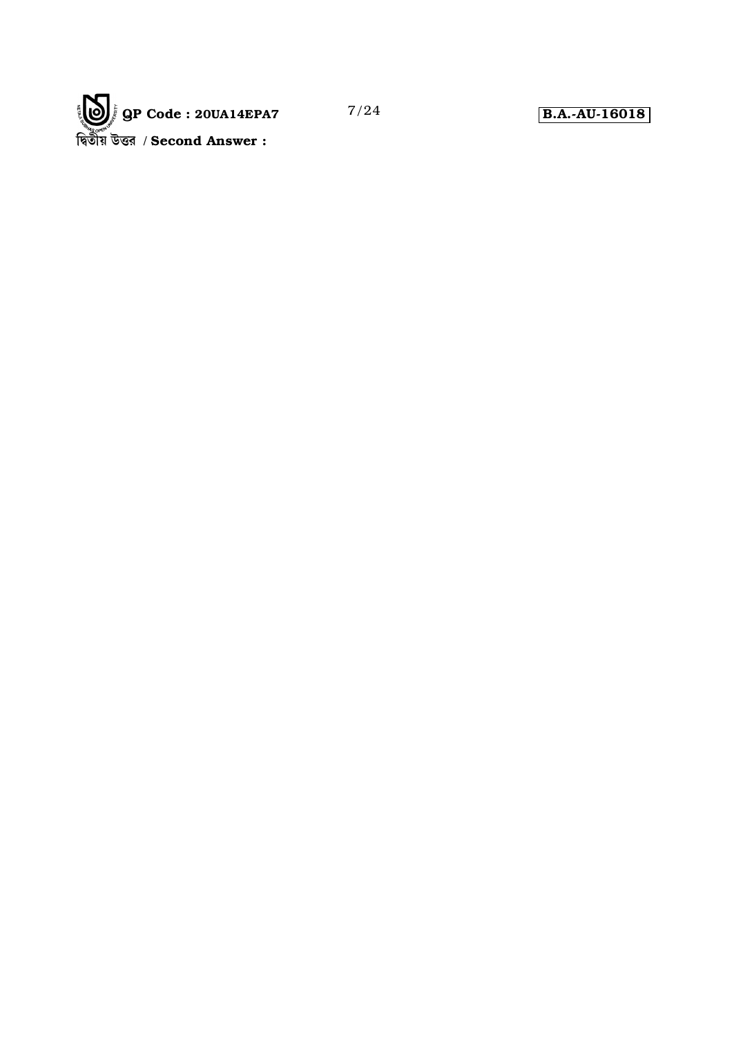দ্বিতীয় উত্তর / **Second Answer :**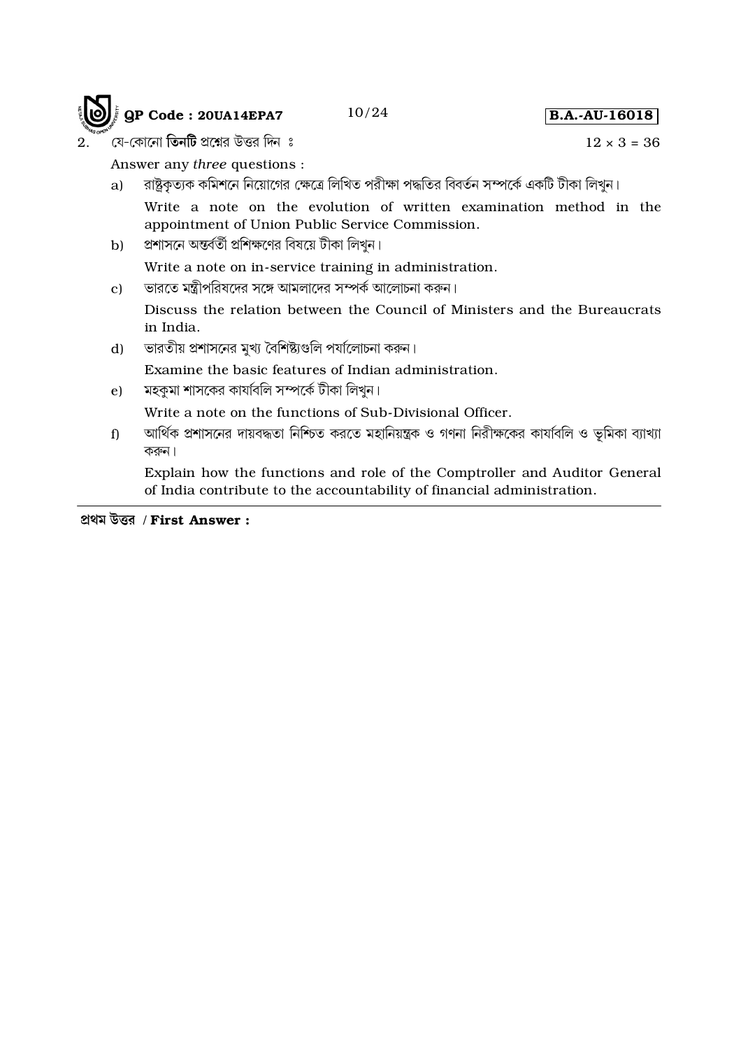2. যে-কোনো **তিনটি** প্রশ্নের উত্তর দিন ঃ $12 \times 3 = 36$

Answer any *three* questions :

a) রাষ্ট্রকৃত্যক কমিশনে নিয়োগের ক্ষেত্রে লিখিত পরীক্ষা পদ্ধতির বিবর্তন সম্পর্কে একটি টীকা লিখুন।

Write a note on the evolution of written examination method in the appointment of Union Public Service Commission.

b) প্রশাসনে অন্তর্বর্তী প্রশিক্ষণের বিষয়ে টীকা লিখুন।

Write a note on in-service training in administration.

c) ভারতে মন্ত্রীপরিষদের সঙ্গে আমলাদের সম্পর্ক আলোচনা করুন।

Discuss the relation between the Council of Ministers and the Bureaucrats in India.

d) ভারতীয় প্রশাসনের মুখ্য বৈশিষ্ট্যগুলি পর্যালোচনা করুন।

Examine the basic features of Indian administration.

e) মহকুমা শাসকের কার্যাবলি সম্পর্কে টীকা লিখুন।

Write a note on the functions of Sub-Divisional Officer.

f) আর্থিক প্রশাসনের দায়বদ্ধতা নিশ্চিত করতে মহানিয়ন্ত্রক ও গণনা নিরীক্ষকের কার্যাবলি ও ভূমিকা ব্যাখ্যা করুন।

Explain how the functions and role of the Comptroller and Auditor General of India contribute to the accountability of financial administration.

---

**প্রথম উত্তর / First Answer :**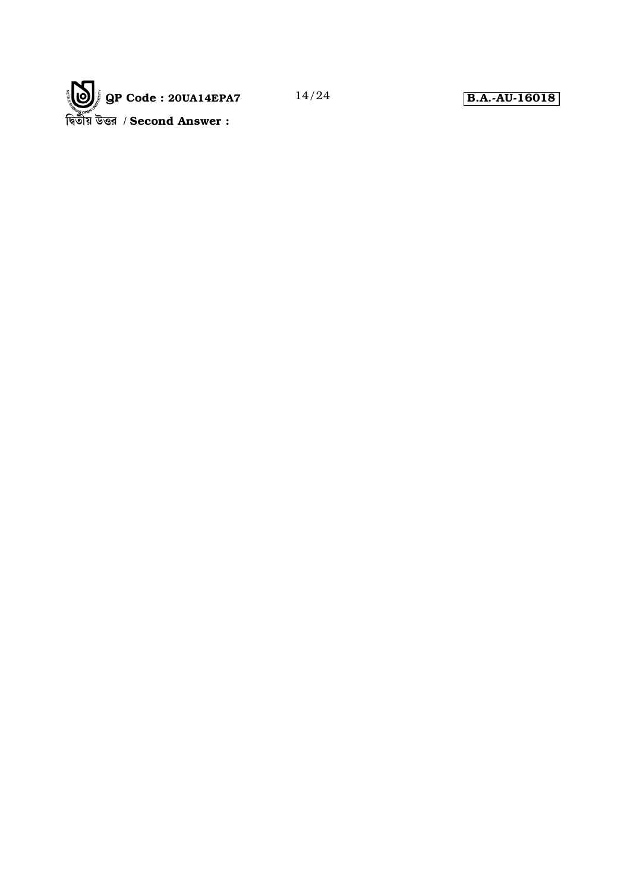দ্বিতীয় উত্তর / **Second Answer :**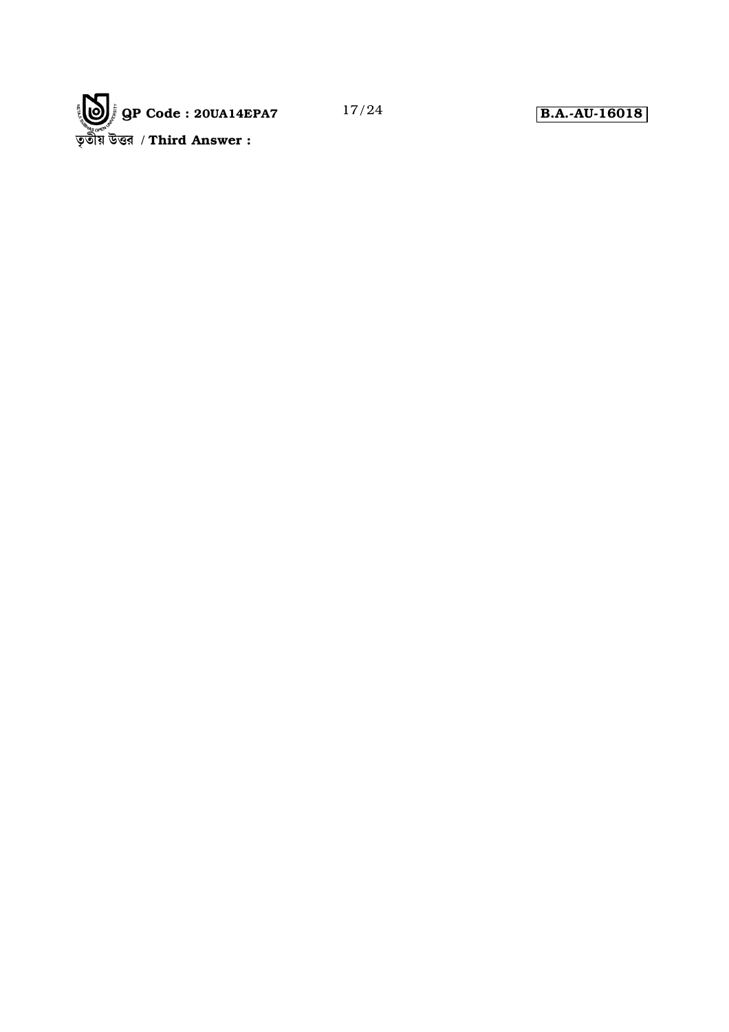তৃতীয় উত্তর / **Third Answer :**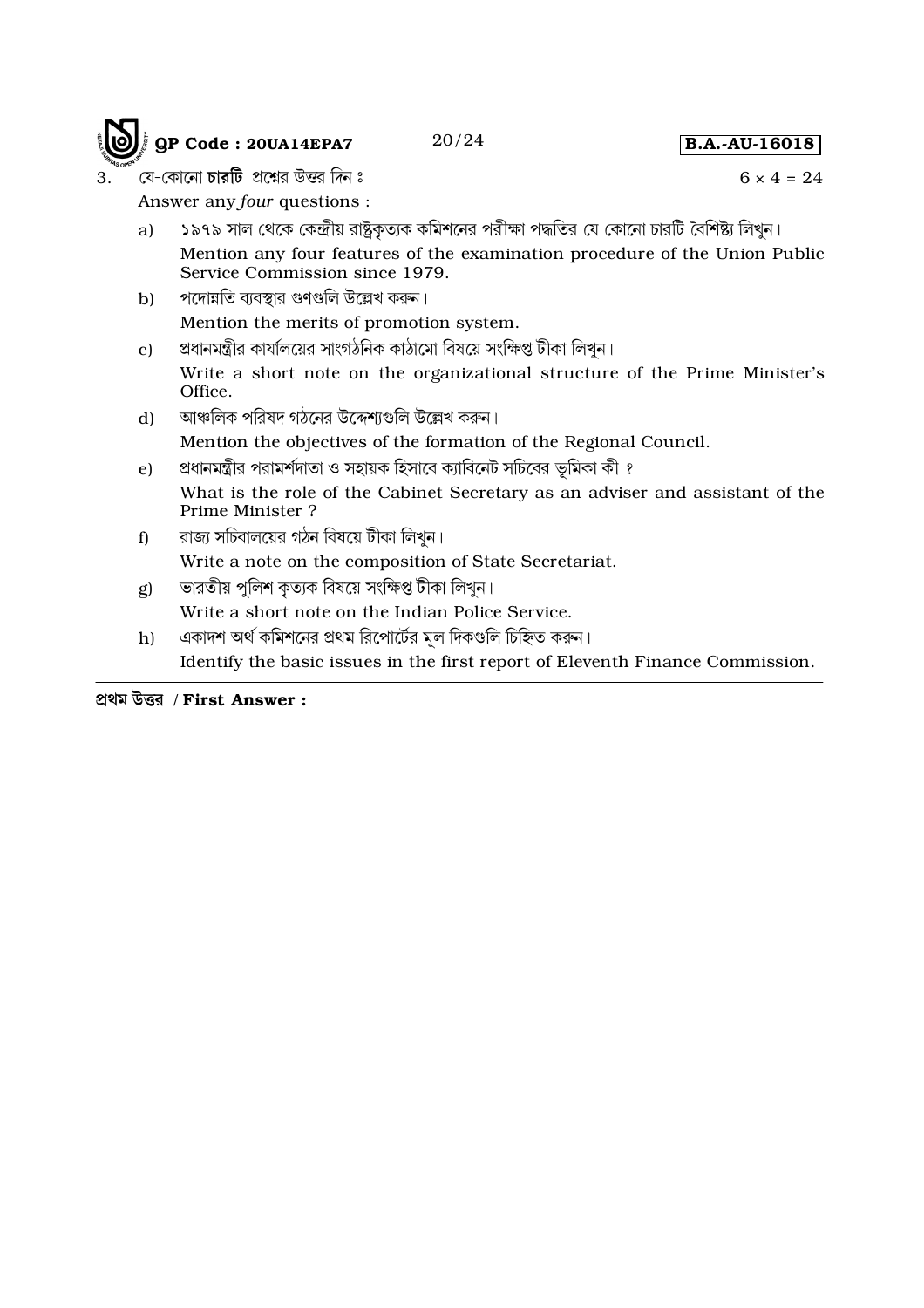3. যে-কোনো **চারটি** প্রশ্নের উত্তর দিন ঃ $6 \times 4 = 24$

Answer any *four* questions :

a) ১৯৭৯ সাল থেকে কেন্দ্রীয় রাষ্ট্রকৃত্যক কমিশনের পরীক্ষা পদ্ধতির যে কোনো চারটি বৈশিষ্ট্য লিখুন।

Mention any four features of the examination procedure of the Union Public Service Commission since 1979.

b) পদোন্নতি ব্যবস্থার গুণগুলি উল্লেখ করুন।

Mention the merits of promotion system.

c) প্রধানমন্ত্রীর কার্যালয়ের সাংগঠনিক কাঠামো বিষয়ে সংক্ষিপ্ত টীকা লিখুন।

Write a short note on the organizational structure of the Prime Minister's Office.

d) আঞ্চলিক পরিষদ গঠনের উদ্দেশ্যগুলি উল্লেখ করুন।

Mention the objectives of the formation of the Regional Council.

e) প্রধানমন্ত্রীর পরামর্শদাতা ও সহায়ক হিসাবে ক্যাবিনেট সচিবের ভূমিকা কী ?

What is the role of the Cabinet Secretary as an adviser and assistant of the Prime Minister ?

f) রাজ্য সচিবালয়ের গঠন বিষয়ে টীকা লিখুন।

Write a note on the composition of State Secretariat.

g) ভারতীয় পুলিশ কৃত্যক বিষয়ে সংক্ষিপ্ত টীকা লিখুন।

Write a short note on the Indian Police Service.

h) একাদশ অর্থ কমিশনের প্রথম রিপোর্টের মূল দিকগুলি চিহ্নিত করুন।

Identify the basic issues in the first report of Eleventh Finance Commission.

---

**প্রথম উত্তর / First Answer :**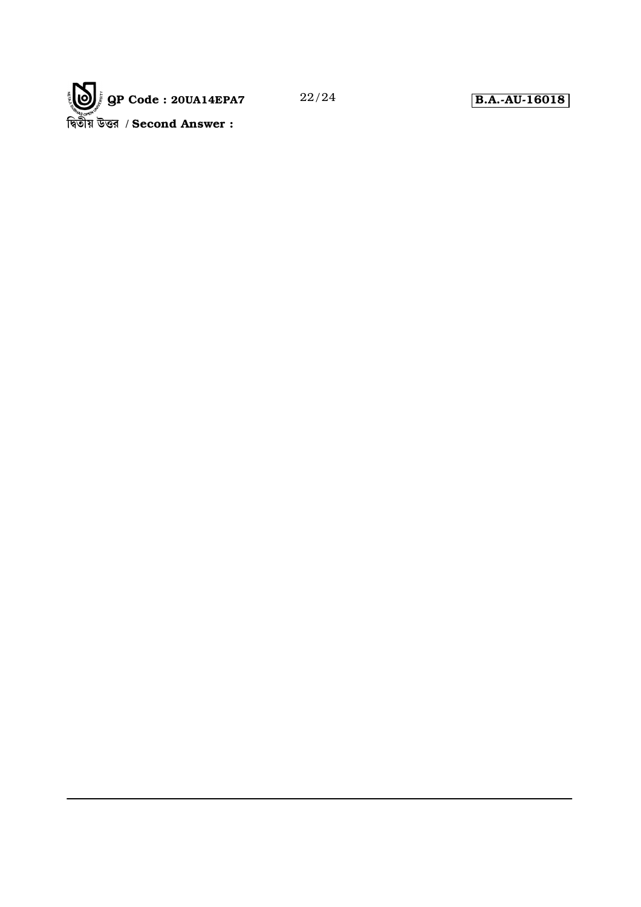দ্বিতীয় উত্তর / **Second Answer :**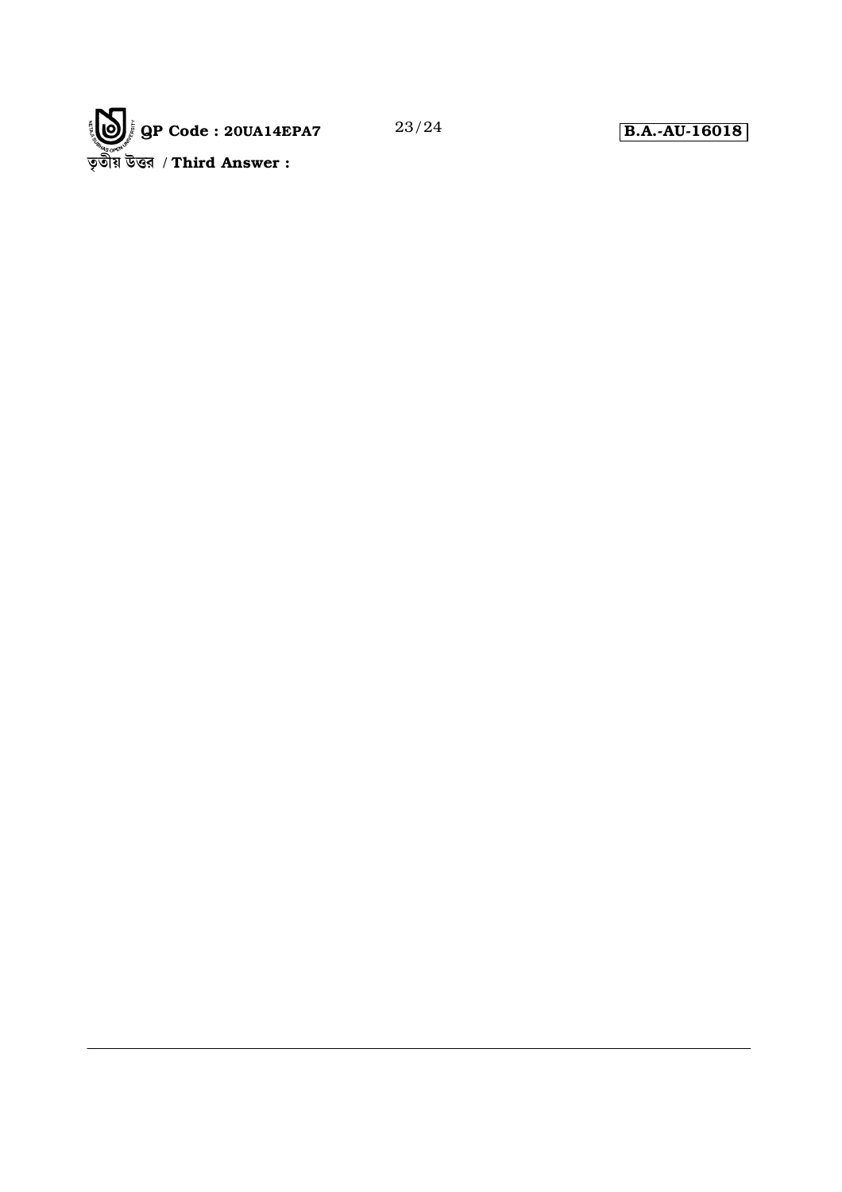তৃতীয় উত্তর / **Third Answer :**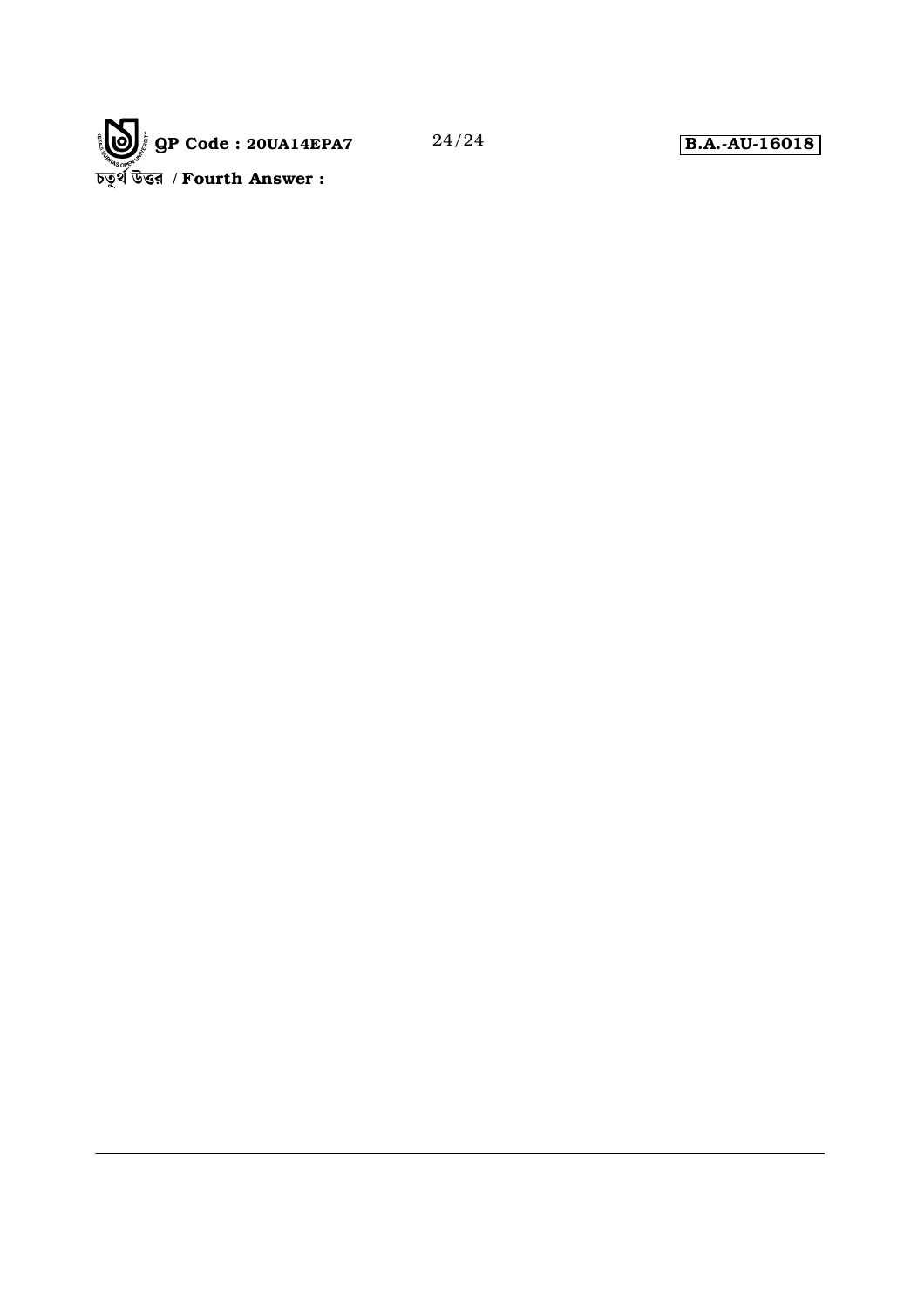চতুর্থ উত্তর / **Fourth Answer :**